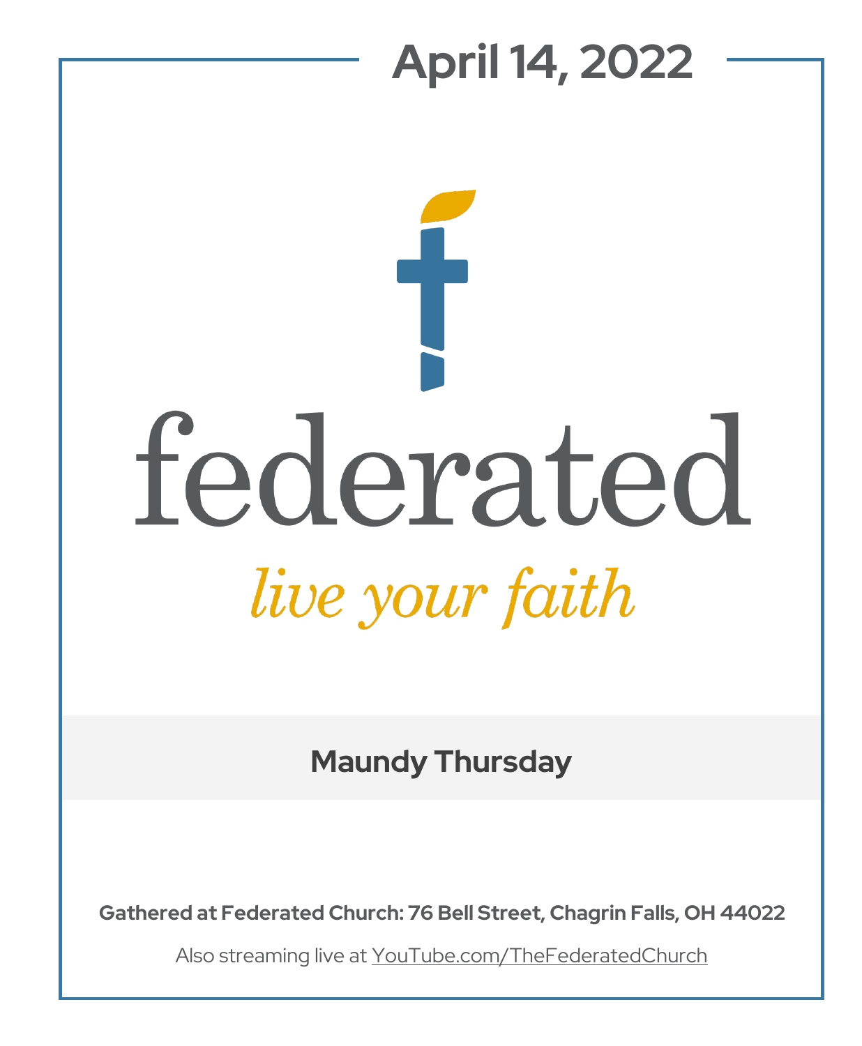April 14, 2022

# federated

*live your faith*

## Maundy Thursday

**Gathered at Federated Church: 76 Bell Street, Chagrin Falls, OH 44022**

Also streaming live at YouTube.com/TheFederatedChurch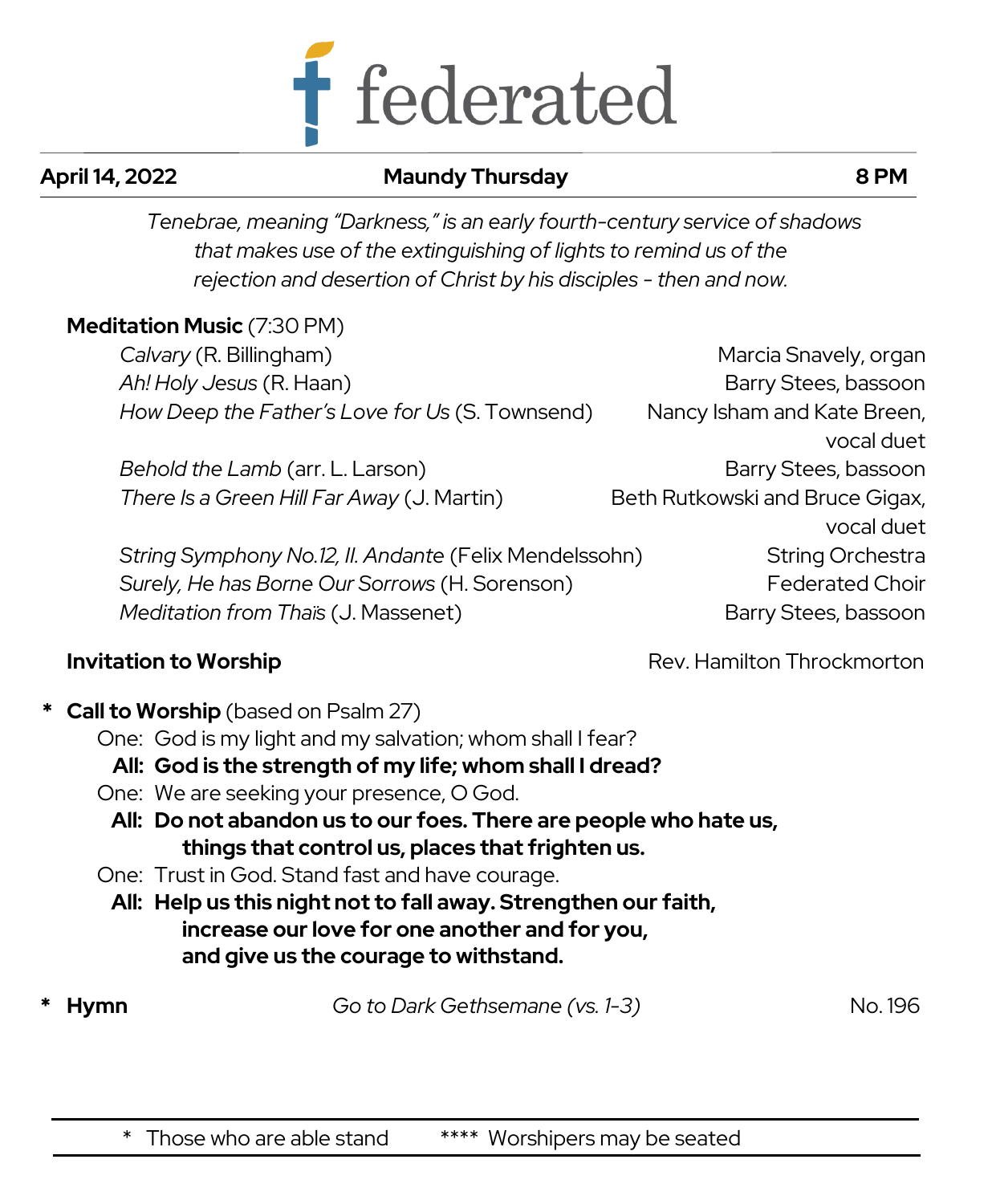# federated

**April 14, 2022** | **Maundy Thursday** | **8 PM**

*Tenebrae, meaning "Darkness," is an early fourth-century service of shadows that makes use of the extinguishing of lights to remind us of the rejection and desertion of Christ by his disciples - then and now.*

**Meditation Music** (7:30 PM)

| | |
|---|---|
| *Calvary* (R. Billingham) | Marcia Snavely, organ |
| *Ah! Holy Jesus* (R. Haan) | Barry Stees, bassoon |
| *How Deep the Father's Love for Us* (S. Townsend) | Nancy Isham and Kate Breen, vocal duet |
| *Behold the Lamb* (arr. L. Larson) | Barry Stees, bassoon |
| *There Is a Green Hill Far Away* (J. Martin) | Beth Rutkowski and Bruce Gigax, vocal duet |
| *String Symphony No.12, II. Andante* (Felix Mendelssohn) | String Orchestra |
| *Surely, He has Borne Our Sorrows* (H. Sorenson) | Federated Choir |
| *Meditation from Thaïs* (J. Massenet) | Barry Stees, bassoon |

**Invitation to Worship** — Rev. Hamilton Throckmorton

\* **Call to Worship** (based on Psalm 27)

One: God is my light and my salvation; whom shall I fear?
**All: God is the strength of my life; whom shall I dread?**
One: We are seeking your presence, O God.
**All: Do not abandon us to our foes. There are people who hate us, things that control us, places that frighten us.**
One: Trust in God. Stand fast and have courage.
**All: Help us this night not to fall away. Strengthen our faith, increase our love for one another and for you, and give us the courage to withstand.**

\* **Hymn** — *Go to Dark Gethsemane (vs. 1-3)* — No. 196

\* Those who are able stand &nbsp;&nbsp;&nbsp; **** Worshipers may be seated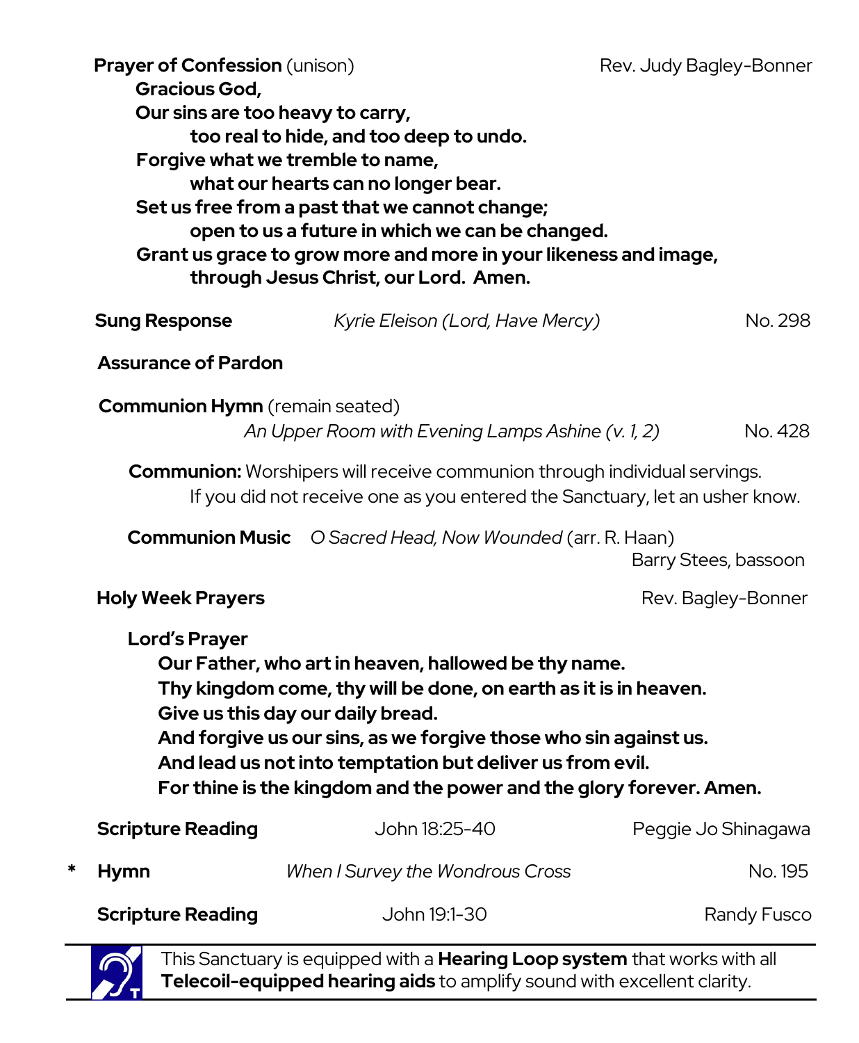**Prayer of Confession** (unison) Rev. Judy Bagley-Bonner

**Gracious God,**
**Our sins are too heavy to carry,**
**too real to hide, and too deep to undo.**
**Forgive what we tremble to name,**
**what our hearts can no longer bear.**
**Set us free from a past that we cannot change;**
**open to us a future in which we can be changed.**
**Grant us grace to grow more and more in your likeness and image,**
**through Jesus Christ, our Lord. Amen.**

**Sung Response** *Kyrie Eleison (Lord, Have Mercy)* No. 298

**Assurance of Pardon**

**Communion Hymn** (remain seated)
*An Upper Room with Evening Lamps Ashine (v. 1, 2)* No. 428

**Communion:** Worshipers will receive communion through individual servings. If you did not receive one as you entered the Sanctuary, let an usher know.

**Communion Music** *O Sacred Head, Now Wounded* (arr. R. Haan)
Barry Stees, bassoon

**Holy Week Prayers** Rev. Bagley-Bonner

**Lord's Prayer**
**Our Father, who art in heaven, hallowed be thy name.**
**Thy kingdom come, thy will be done, on earth as it is in heaven.**
**Give us this day our daily bread.**
**And forgive us our sins, as we forgive those who sin against us.**
**And lead us not into temptation but deliver us from evil.**
**For thine is the kingdom and the power and the glory forever. Amen.**

**Scripture Reading** John 18:25-40 Peggie Jo Shinagawa

\* **Hymn** *When I Survey the Wondrous Cross* No. 195

**Scripture Reading** John 19:1-30 Randy Fusco

---

This Sanctuary is equipped with a **Hearing Loop system** that works with all **Telecoil-equipped hearing aids** to amplify sound with excellent clarity.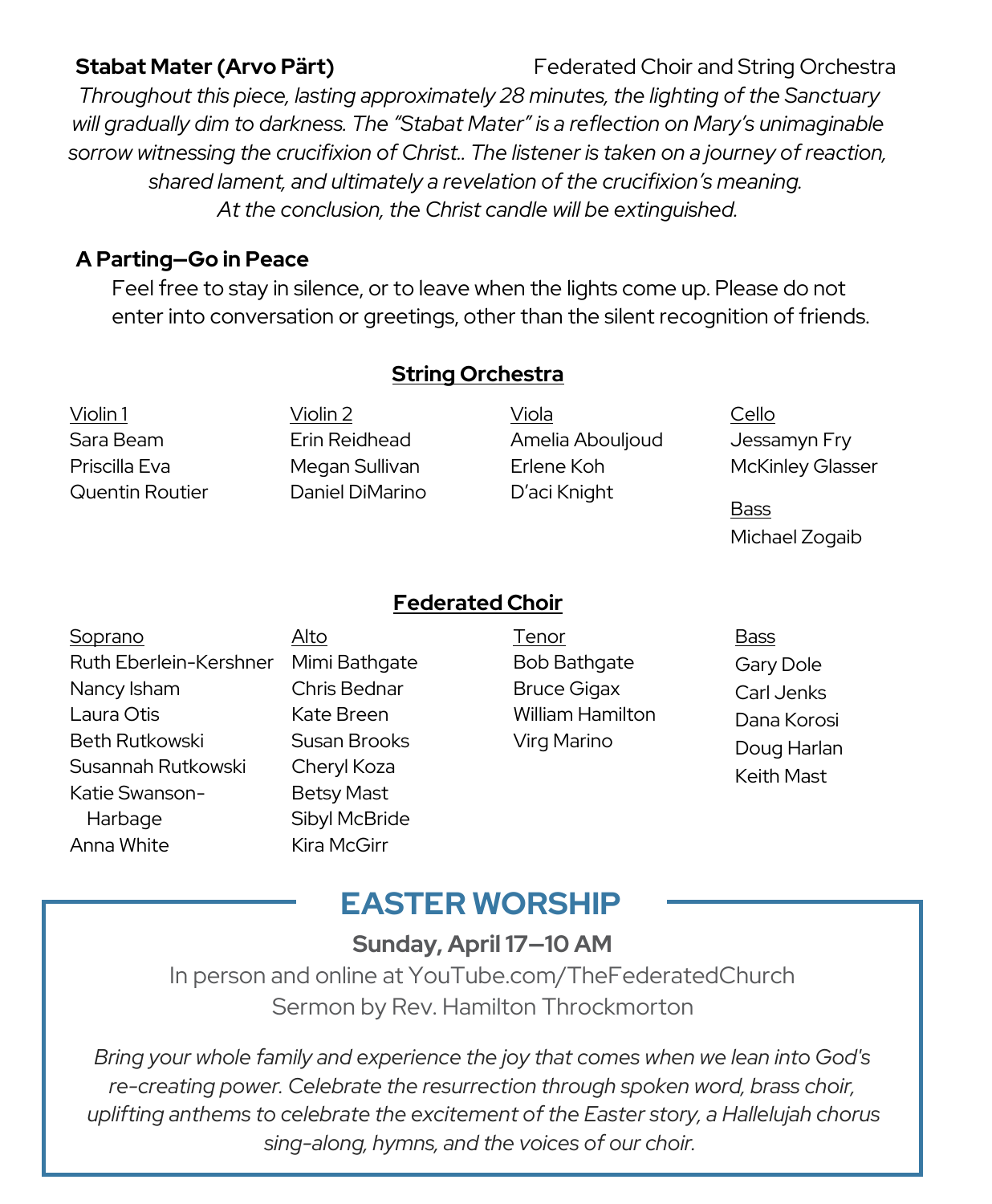**Stabat Mater (Arvo Pärt)** Federated Choir and String Orchestra

*Throughout this piece, lasting approximately 28 minutes, the lighting of the Sanctuary will gradually dim to darkness. The "Stabat Mater" is a reflection on Mary's unimaginable sorrow witnessing the crucifixion of Christ.. The listener is taken on a journey of reaction, shared lament, and ultimately a revelation of the crucifixion's meaning. At the conclusion, the Christ candle will be extinguished.*

**A Parting—Go in Peace**

Feel free to stay in silence, or to leave when the lights come up. Please do not enter into conversation or greetings, other than the silent recognition of friends.

## String Orchestra

Violin 1
- Sara Beam
- Priscilla Eva
- Quentin Routier

Violin 2
- Erin Reidhead
- Megan Sullivan
- Daniel DiMarino

Viola
- Amelia Abouljoud
- Erlene Koh
- D'aci Knight

Cello
- Jessamyn Fry
- McKinley Glasser

Bass
- Michael Zogaib

## Federated Choir

Soprano
- Ruth Eberlein-Kershner
- Nancy Isham
- Laura Otis
- Beth Rutkowski
- Susannah Rutkowski
- Katie Swanson-Harbage
- Anna White

Alto
- Mimi Bathgate
- Chris Bednar
- Kate Breen
- Susan Brooks
- Cheryl Koza
- Betsy Mast
- Sibyl McBride
- Kira McGirr

Tenor
- Bob Bathgate
- Bruce Gigax
- William Hamilton
- Virg Marino

Bass
- Gary Dole
- Carl Jenks
- Dana Korosi
- Doug Harlan
- Keith Mast

## EASTER WORSHIP

**Sunday, April 17—10 AM**

In person and online at YouTube.com/TheFederatedChurch

Sermon by Rev. Hamilton Throckmorton

*Bring your whole family and experience the joy that comes when we lean into God's re-creating power. Celebrate the resurrection through spoken word, brass choir, uplifting anthems to celebrate the excitement of the Easter story, a Hallelujah chorus sing-along, hymns, and the voices of our choir.*